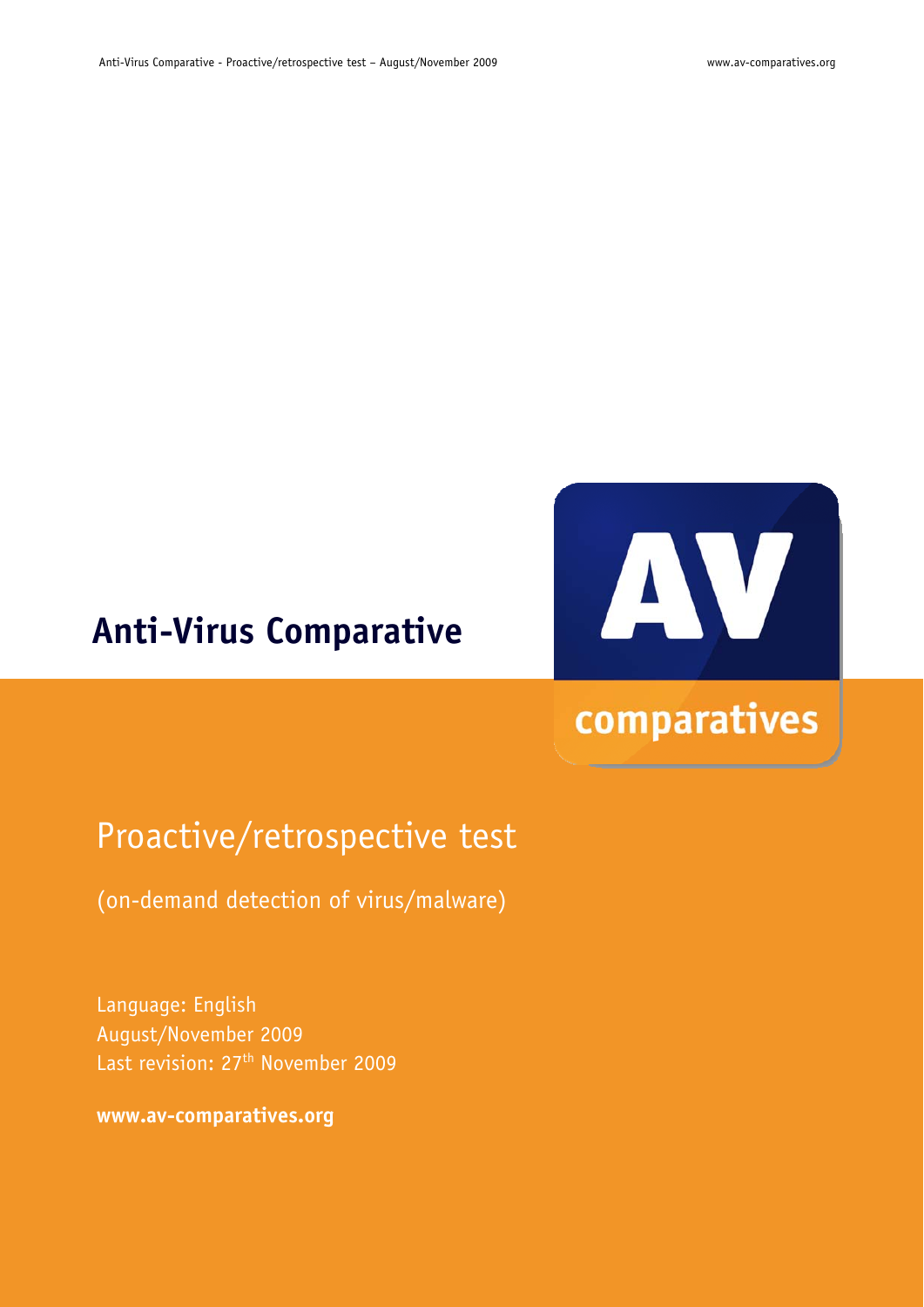# Anti-Virus Comparative

## Proactive/retrospective test

(on-demand detection of virus/malware)

Language: English
August/November 2009
Last revision: 27th November 2009

**www.av-comparatives.org**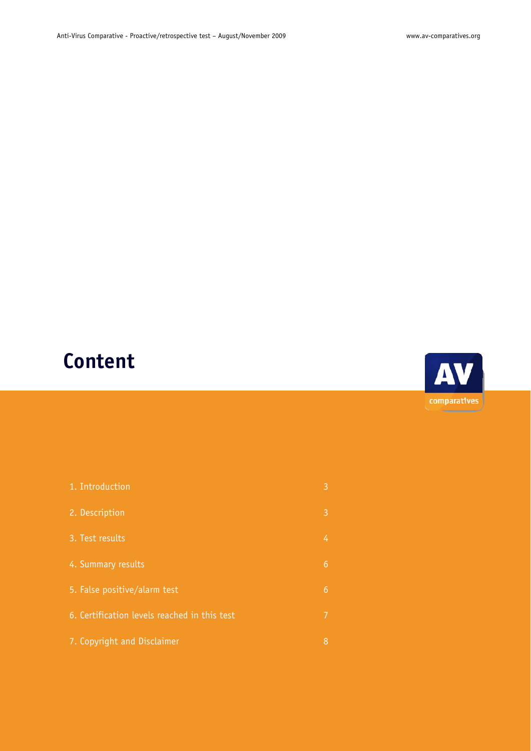# Content

| | |
|---|---|
| 1. Introduction | 3 |
| 2. Description | 3 |
| 3. Test results | 4 |
| 4. Summary results | 6 |
| 5. False positive/alarm test | 6 |
| 6. Certification levels reached in this test | 7 |
| 7. Copyright and Disclaimer | 8 |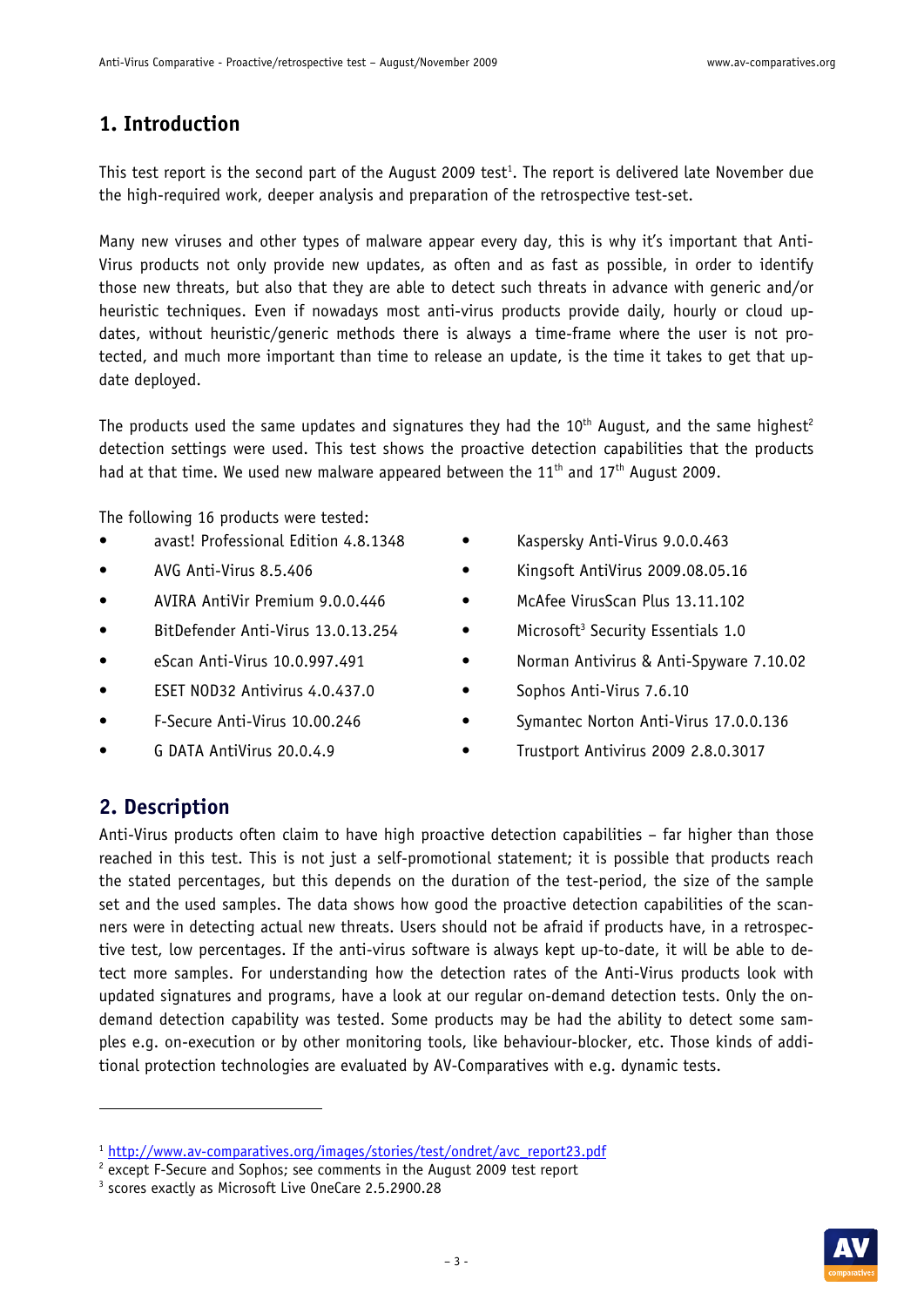## 1. Introduction

This test report is the second part of the August 2009 test[1]. The report is delivered late November due the high-required work, deeper analysis and preparation of the retrospective test-set.

Many new viruses and other types of malware appear every day, this is why it's important that Anti-Virus products not only provide new updates, as often and as fast as possible, in order to identify those new threats, but also that they are able to detect such threats in advance with generic and/or heuristic techniques. Even if nowadays most anti-virus products provide daily, hourly or cloud updates, without heuristic/generic methods there is always a time-frame where the user is not protected, and much more important than time to release an update, is the time it takes to get that update deployed.

The products used the same updates and signatures they had the 10th August, and the same highest[2] detection settings were used. This test shows the proactive detection capabilities that the products had at that time. We used new malware appeared between the 11th and 17th August 2009.

The following 16 products were tested:

- avast! Professional Edition 4.8.1348
- AVG Anti-Virus 8.5.406
- AVIRA AntiVir Premium 9.0.0.446
- BitDefender Anti-Virus 13.0.13.254
- eScan Anti-Virus 10.0.997.491
- ESET NOD32 Antivirus 4.0.437.0
- F-Secure Anti-Virus 10.00.246
- G DATA AntiVirus 20.0.4.9
- Kaspersky Anti-Virus 9.0.0.463
- Kingsoft AntiVirus 2009.08.05.16
- McAfee VirusScan Plus 13.11.102
- Microsoft[3] Security Essentials 1.0
- Norman Antivirus & Anti-Spyware 7.10.02
- Sophos Anti-Virus 7.6.10
- Symantec Norton Anti-Virus 17.0.0.136
- Trustport Antivirus 2009 2.8.0.3017

## 2. Description

Anti-Virus products often claim to have high proactive detection capabilities – far higher than those reached in this test. This is not just a self-promotional statement; it is possible that products reach the stated percentages, but this depends on the duration of the test-period, the size of the sample set and the used samples. The data shows how good the proactive detection capabilities of the scanners were in detecting actual new threats. Users should not be afraid if products have, in a retrospective test, low percentages. If the anti-virus software is always kept up-to-date, it will be able to detect more samples. For understanding how the detection rates of the Anti-Virus products look with updated signatures and programs, have a look at our regular on-demand detection tests. Only the on-demand detection capability was tested. Some products may be had the ability to detect some samples e.g. on-execution or by other monitoring tools, like behaviour-blocker, etc. Those kinds of additional protection technologies are evaluated by AV-Comparatives with e.g. dynamic tests.

---

[1] http://www.av-comparatives.org/images/stories/test/ondret/avc_report23.pdf

[2] except F-Secure and Sophos; see comments in the August 2009 test report

[3] scores exactly as Microsoft Live OneCare 2.5.2900.28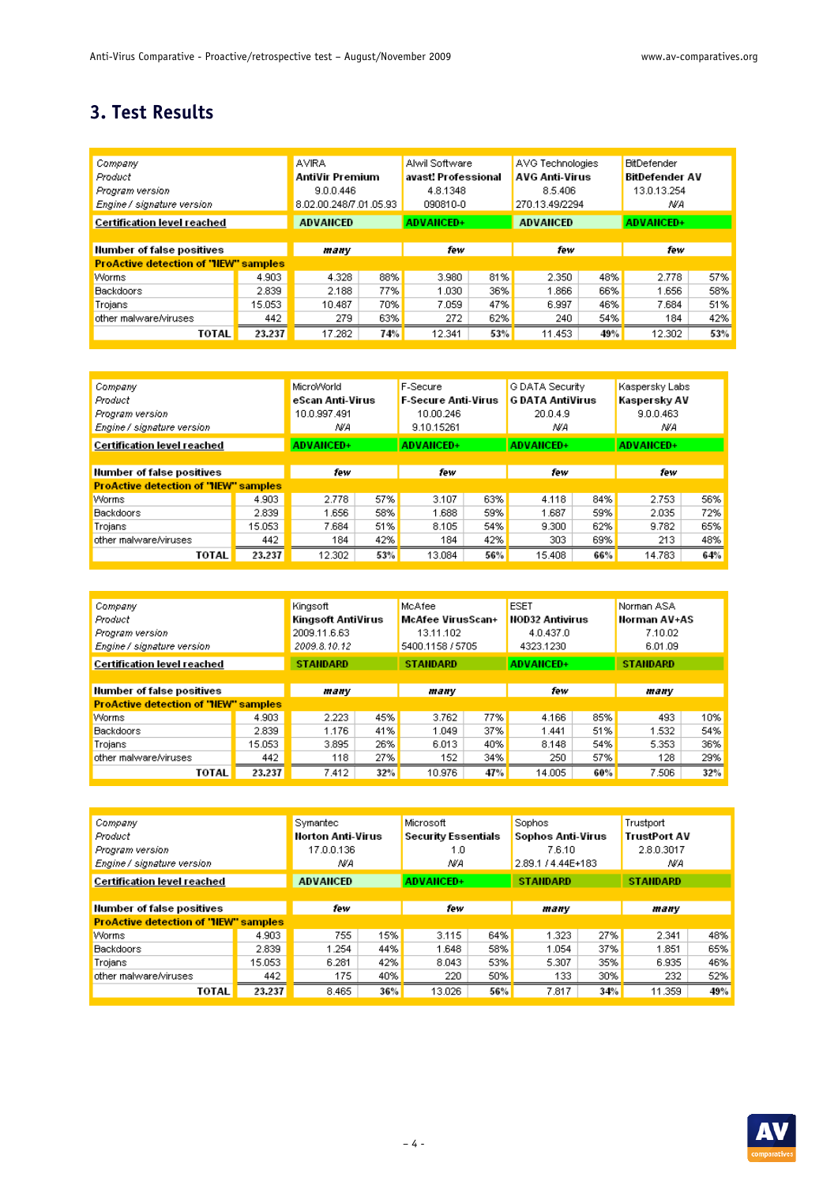# 3. Test Results

| Company | | AVIRA | | Alwil Software | | AVG Technologies | | BitDefender | |
|---|---|---|---|---|---|---|---|---|---|
| Product | | AntiVir Premium | | avast! Professional | | AVG Anti-Virus | | BitDefender AV | |
| Program version | | 9.0.0.446 | | 4.8.1348 | | 8.5.406 | | 13.0.13.254 | |
| Engine / signature version | | 8.02.00.248/7.01.05.93 | | 090810-0 | | 270.13.49/2294 | | N/A | |
| **Certification level reached** | | ADVANCED | | ADVANCED+ | | ADVANCED | | ADVANCED+ | |
| **Number of false positives** | | many | | few | | few | | few | |
| **ProActive detection of "NEW" samples** | | | | | | | | | |
| Worms | 4.903 | 4.328 | 88% | 3.980 | 81% | 2.350 | 48% | 2.778 | 57% |
| Backdoors | 2.839 | 2.188 | 77% | 1.030 | 36% | 1.866 | 66% | 1.656 | 58% |
| Trojans | 15.053 | 10.487 | 70% | 7.059 | 47% | 6.997 | 46% | 7.684 | 51% |
| other malware/viruses | 442 | 279 | 63% | 272 | 62% | 240 | 54% | 184 | 42% |
| **TOTAL** | **23.237** | 17.282 | **74%** | 12.341 | **53%** | 11.453 | **49%** | 12.302 | **53%** |

| Company | | MicroWorld | | F-Secure | | G DATA Security | | Kaspersky Labs | |
|---|---|---|---|---|---|---|---|---|---|
| Product | | eScan Anti-Virus | | F-Secure Anti-Virus | | G DATA AntiVirus | | Kaspersky AV | |
| Program version | | 10.0.997.491 | | 10.00.246 | | 20.0.4.9 | | 9.0.0.463 | |
| Engine / signature version | | N/A | | 9.10.15261 | | N/A | | N/A | |
| **Certification level reached** | | ADVANCED+ | | ADVANCED+ | | ADVANCED+ | | ADVANCED+ | |
| **Number of false positives** | | few | | few | | few | | few | |
| **ProActive detection of "NEW" samples** | | | | | | | | | |
| Worms | 4.903 | 2.778 | 57% | 3.107 | 63% | 4.118 | 84% | 2.753 | 56% |
| Backdoors | 2.839 | 1.656 | 58% | 1.688 | 59% | 1.687 | 59% | 2.035 | 72% |
| Trojans | 15.053 | 7.684 | 51% | 8.105 | 54% | 9.300 | 62% | 9.782 | 65% |
| other malware/viruses | 442 | 184 | 42% | 184 | 42% | 303 | 69% | 213 | 48% |
| **TOTAL** | **23.237** | 12.302 | **53%** | 13.084 | **56%** | 15.408 | **66%** | 14.783 | **64%** |

| Company | | Kingsoft | | McAfee | | ESET | | Norman ASA | |
|---|---|---|---|---|---|---|---|---|---|
| Product | | Kingsoft AntiVirus | | McAfee VirusScan+ | | NOD32 Antivirus | | Norman AV+AS | |
| Program version | | 2009.11.6.63 | | 13.11.102 | | 4.0.437.0 | | 7.10.02 | |
| Engine / signature version | | 2009.8.10.12 | | 5400.1158 / 5705 | | 4323.1230 | | 6.01.09 | |
| **Certification level reached** | | STANDARD | | STANDARD | | ADVANCED+ | | STANDARD | |
| **Number of false positives** | | many | | many | | few | | many | |
| **ProActive detection of "NEW" samples** | | | | | | | | | |
| Worms | 4.903 | 2.223 | 45% | 3.762 | 77% | 4.166 | 85% | 493 | 10% |
| Backdoors | 2.839 | 1.176 | 41% | 1.049 | 37% | 1.441 | 51% | 1.532 | 54% |
| Trojans | 15.053 | 3.895 | 26% | 6.013 | 40% | 8.148 | 54% | 5.353 | 36% |
| other malware/viruses | 442 | 118 | 27% | 152 | 34% | 250 | 57% | 128 | 29% |
| **TOTAL** | **23.237** | 7.412 | **32%** | 10.976 | **47%** | 14.005 | **60%** | 7.506 | **32%** |

| Company | | Symantec | | Microsoft | | Sophos | | Trustport | |
|---|---|---|---|---|---|---|---|---|---|
| Product | | Norton Anti-Virus | | Security Essentials | | Sophos Anti-Virus | | TrustPort AV | |
| Program version | | 17.0.0.136 | | 1.0 | | 7.6.10 | | 2.8.0.3017 | |
| Engine / signature version | | N/A | | N/A | | 2.89.1 / 4.44E+183 | | N/A | |
| **Certification level reached** | | ADVANCED | | ADVANCED+ | | STANDARD | | STANDARD | |
| **Number of false positives** | | few | | few | | many | | many | |
| **ProActive detection of "NEW" samples** | | | | | | | | | |
| Worms | 4.903 | 755 | 15% | 3.115 | 64% | 1.323 | 27% | 2.341 | 48% |
| Backdoors | 2.839 | 1.254 | 44% | 1.648 | 58% | 1.054 | 37% | 1.851 | 65% |
| Trojans | 15.053 | 6.281 | 42% | 8.043 | 53% | 5.307 | 35% | 6.935 | 46% |
| other malware/viruses | 442 | 175 | 40% | 220 | 50% | 133 | 30% | 232 | 52% |
| **TOTAL** | **23.237** | 8.465 | **36%** | 13.026 | **56%** | 7.817 | **34%** | 11.359 | **49%** |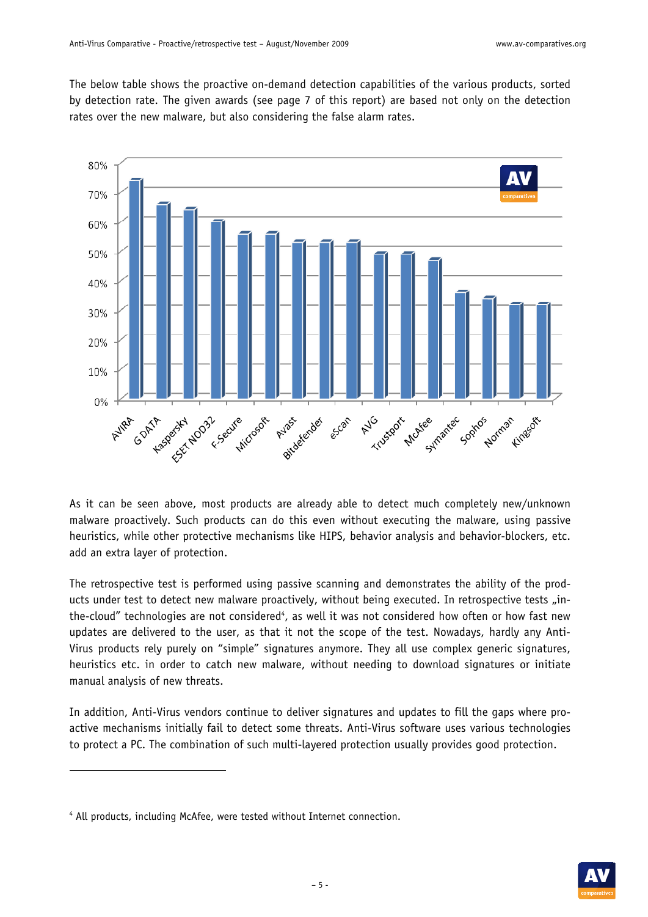The below table shows the proactive on-demand detection capabilities of the various products, sorted by detection rate. The given awards (see page 7 of this report) are based not only on the detection rates over the new malware, but also considering the false alarm rates.

As it can be seen above, most products are already able to detect much completely new/unknown malware proactively. Such products can do this even without executing the malware, using passive heuristics, while other protective mechanisms like HIPS, behavior analysis and behavior-blockers, etc. add an extra layer of protection.

The retrospective test is performed using passive scanning and demonstrates the ability of the products under test to detect new malware proactively, without being executed. In retrospective tests „in-the-cloud" technologies are not considered[4], as well it was not considered how often or how fast new updates are delivered to the user, as that it not the scope of the test. Nowadays, hardly any Anti-Virus products rely purely on "simple" signatures anymore. They all use complex generic signatures, heuristics etc. in order to catch new malware, without needing to download signatures or initiate manual analysis of new threats.

In addition, Anti-Virus vendors continue to deliver signatures and updates to fill the gaps where proactive mechanisms initially fail to detect some threats. Anti-Virus software uses various technologies to protect a PC. The combination of such multi-layered protection usually provides good protection.

[4] All products, including McAfee, were tested without Internet connection.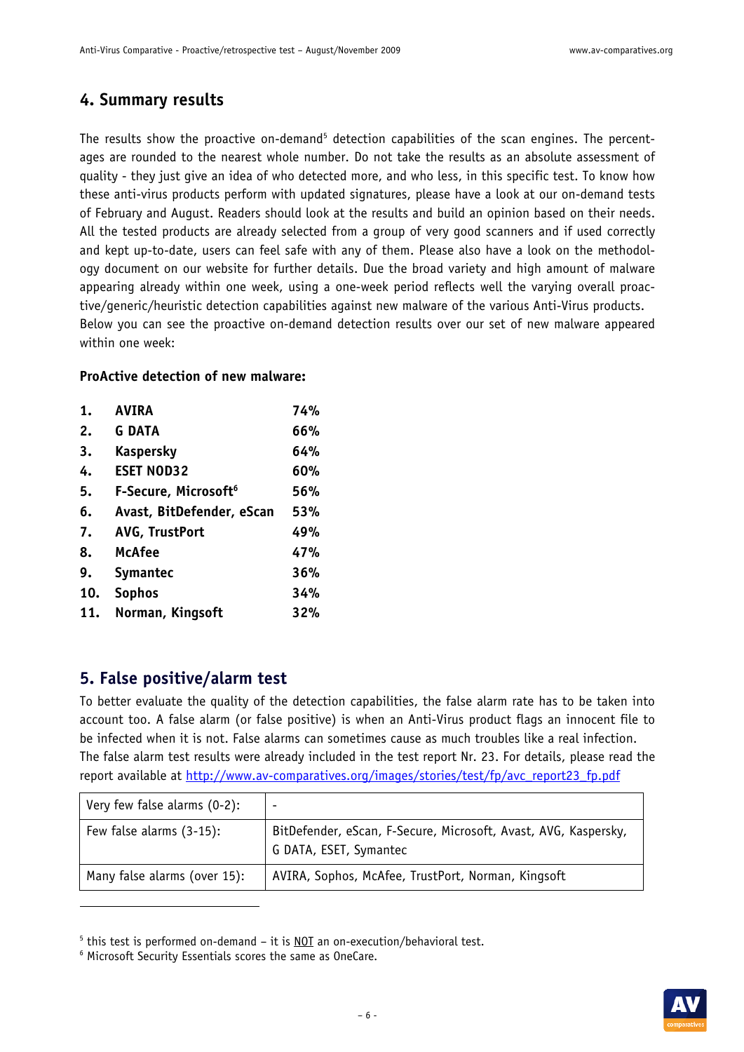## 4. Summary results

The results show the proactive on-demand[5] detection capabilities of the scan engines. The percentages are rounded to the nearest whole number. Do not take the results as an absolute assessment of quality - they just give an idea of who detected more, and who less, in this specific test. To know how these anti-virus products perform with updated signatures, please have a look at our on-demand tests of February and August. Readers should look at the results and build an opinion based on their needs. All the tested products are already selected from a group of very good scanners and if used correctly and kept up-to-date, users can feel safe with any of them. Please also have a look on the methodology document on our website for further details. Due the broad variety and high amount of malware appearing already within one week, using a one-week period reflects well the varying overall proactive/generic/heuristic detection capabilities against new malware of the various Anti-Virus products.
Below you can see the proactive on-demand detection results over our set of new malware appeared within one week:

**ProActive detection of new malware:**

| | | |
|---|---|---|
| **1.** | **AVIRA** | **74%** |
| **2.** | **G DATA** | **66%** |
| **3.** | **Kaspersky** | **64%** |
| **4.** | **ESET NOD32** | **60%** |
| **5.** | **F-Secure, Microsoft[6]** | **56%** |
| **6.** | **Avast, BitDefender, eScan** | **53%** |
| **7.** | **AVG, TrustPort** | **49%** |
| **8.** | **McAfee** | **47%** |
| **9.** | **Symantec** | **36%** |
| **10.** | **Sophos** | **34%** |
| **11.** | **Norman, Kingsoft** | **32%** |

## 5. False positive/alarm test

To better evaluate the quality of the detection capabilities, the false alarm rate has to be taken into account too. A false alarm (or false positive) is when an Anti-Virus product flags an innocent file to be infected when it is not. False alarms can sometimes cause as much troubles like a real infection.
The false alarm test results were already included in the test report Nr. 23. For details, please read the report available at http://www.av-comparatives.org/images/stories/test/fp/avc_report23_fp.pdf

| | |
|---|---|
| Very few false alarms (0-2): | - |
| Few false alarms (3-15): | BitDefender, eScan, F-Secure, Microsoft, Avast, AVG, Kaspersky, G DATA, ESET, Symantec |
| Many false alarms (over 15): | AVIRA, Sophos, McAfee, TrustPort, Norman, Kingsoft |

[5] this test is performed on-demand – it is NOT an on-execution/behavioral test.
[6] Microsoft Security Essentials scores the same as OneCare.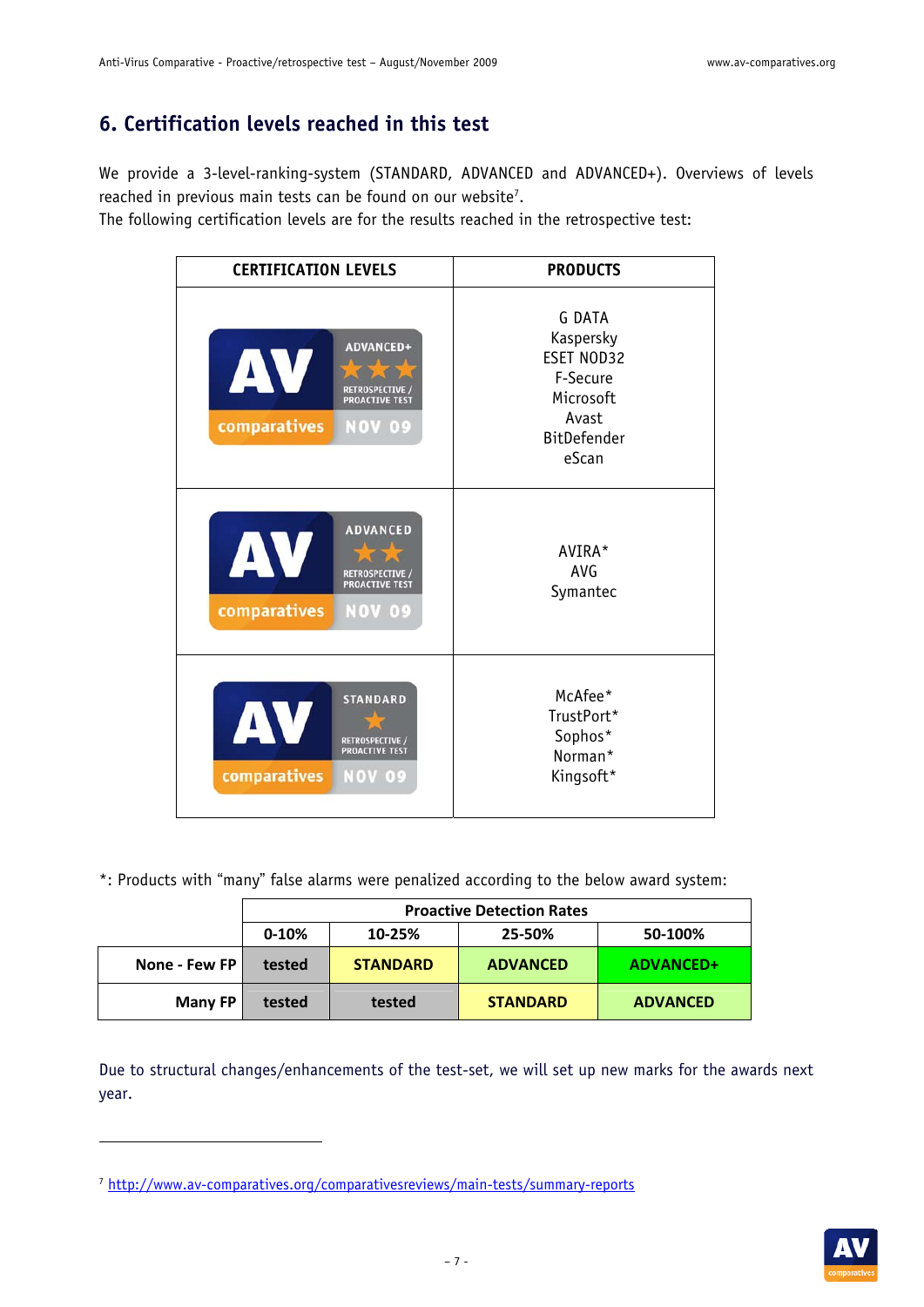## 6. Certification levels reached in this test

We provide a 3-level-ranking-system (STANDARD, ADVANCED and ADVANCED+). Overviews of levels reached in previous main tests can be found on our website[7].
The following certification levels are for the results reached in the retrospective test:

| CERTIFICATION LEVELS | PRODUCTS |
|---|---|
| ADVANCED+ RETROSPECTIVE / PROACTIVE TEST NOV 09 | G DATA<br>Kaspersky<br>ESET NOD32<br>F-Secure<br>Microsoft<br>Avast<br>BitDefender<br>eScan |
| ADVANCED RETROSPECTIVE / PROACTIVE TEST NOV 09 | AVIRA*<br>AVG<br>Symantec |
| STANDARD RETROSPECTIVE / PROACTIVE TEST NOV 09 | McAfee*<br>TrustPort*<br>Sophos*<br>Norman*<br>Kingsoft* |

*: Products with "many" false alarms were penalized according to the below award system:

| | Proactive Detection Rates | | | |
|---|---|---|---|---|
| | 0-10% | 10-25% | 25-50% | 50-100% |
| **None - Few FP** | tested | STANDARD | ADVANCED | ADVANCED+ |
| **Many FP** | tested | tested | STANDARD | ADVANCED |

Due to structural changes/enhancements of the test-set, we will set up new marks for the awards next year.

[7] http://www.av-comparatives.org/comparativesreviews/main-tests/summary-reports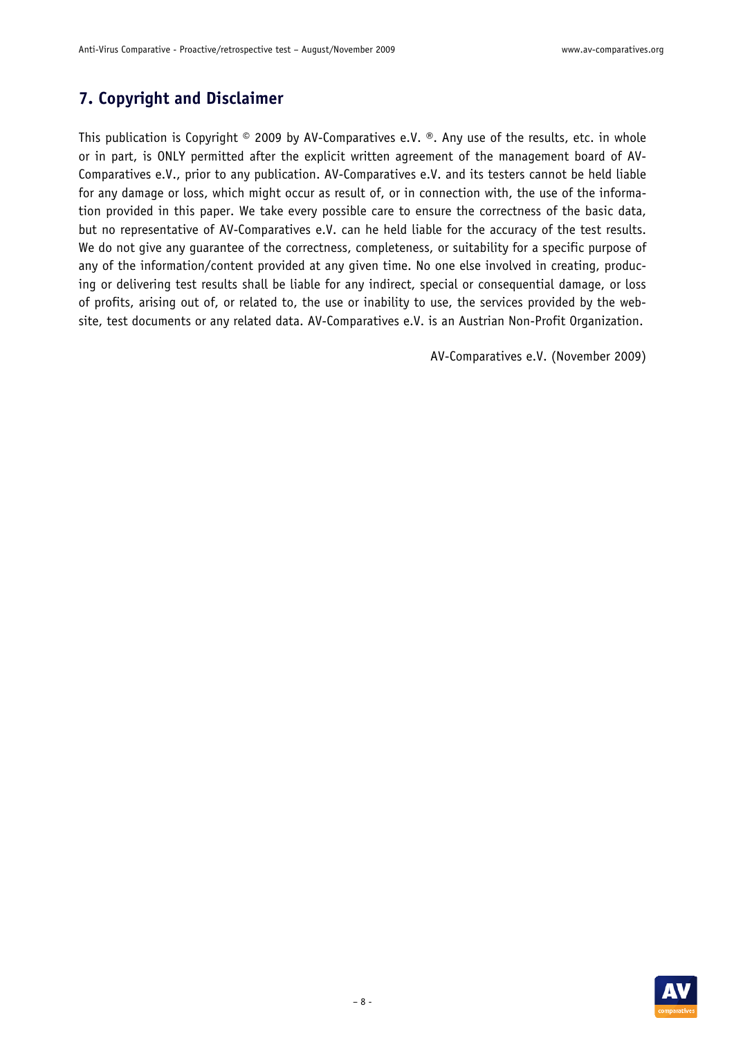## 7. Copyright and Disclaimer

This publication is Copyright © 2009 by AV-Comparatives e.V. ®. Any use of the results, etc. in whole or in part, is ONLY permitted after the explicit written agreement of the management board of AV-Comparatives e.V., prior to any publication. AV-Comparatives e.V. and its testers cannot be held liable for any damage or loss, which might occur as result of, or in connection with, the use of the information provided in this paper. We take every possible care to ensure the correctness of the basic data, but no representative of AV-Comparatives e.V. can he held liable for the accuracy of the test results. We do not give any guarantee of the correctness, completeness, or suitability for a specific purpose of any of the information/content provided at any given time. No one else involved in creating, producing or delivering test results shall be liable for any indirect, special or consequential damage, or loss of profits, arising out of, or related to, the use or inability to use, the services provided by the website, test documents or any related data. AV-Comparatives e.V. is an Austrian Non-Profit Organization.

AV-Comparatives e.V. (November 2009)